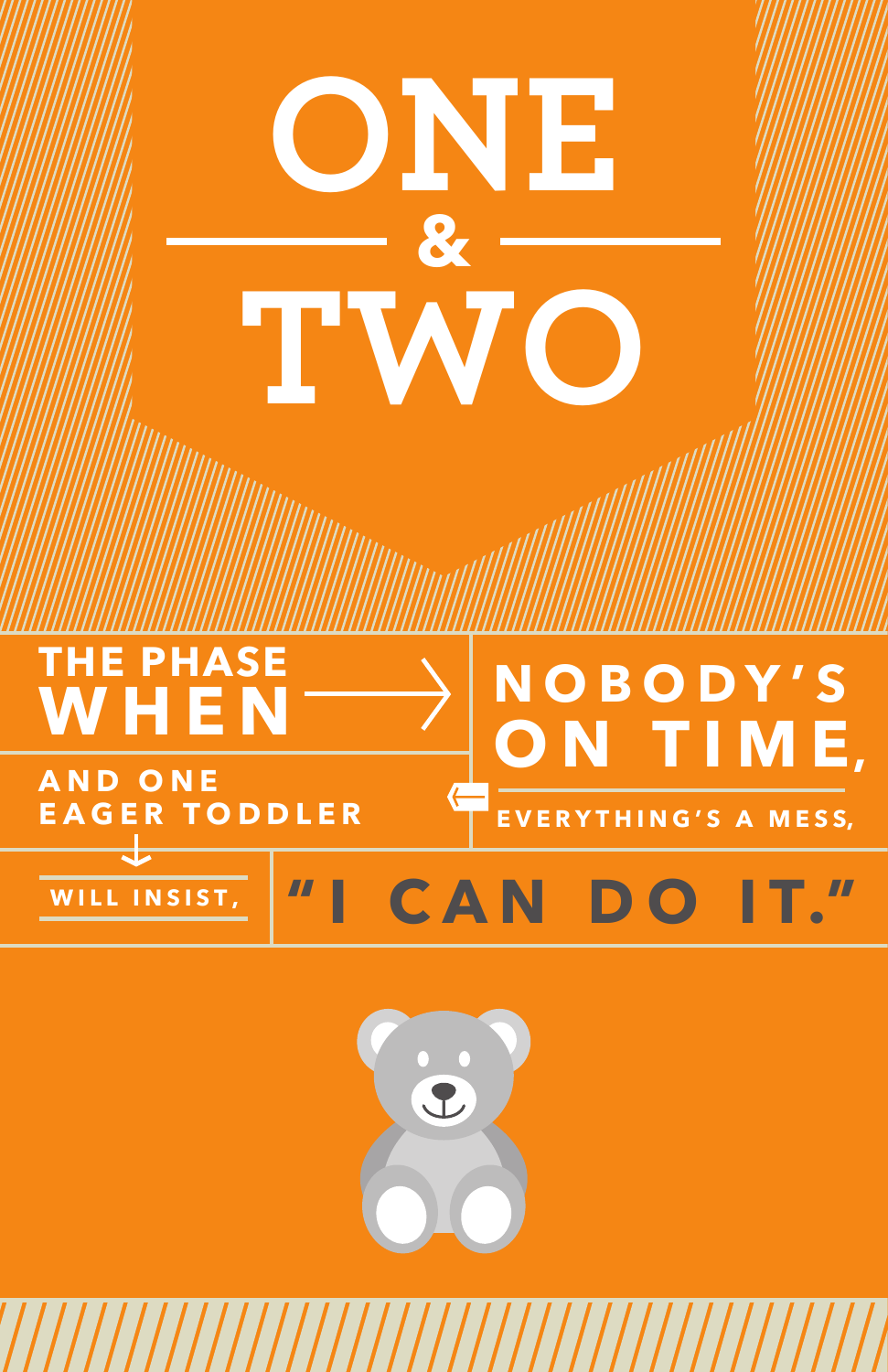# ONE & TWO

THE PHASE WHEN NOBODY'S ON TIME, EVERYTHING'S A MESS, AND ONE EAGER TODDLER WILL INSIST, "I CAN DO IT."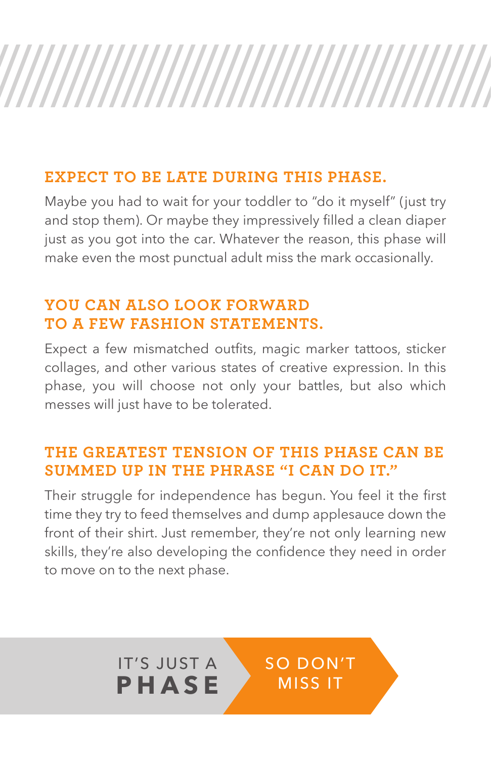## EXPECT TO BE LATE DURING THIS PHASE.

Maybe you had to wait for your toddler to "do it myself" (just try and stop them). Or maybe they impressively filled a clean diaper just as you got into the car. Whatever the reason, this phase will make even the most punctual adult miss the mark occasionally.

## YOU CAN ALSO LOOK FORWARD TO A FEW FASHION STATEMENTS.

Expect a few mismatched outfits, magic marker tattoos, sticker collages, and other various states of creative expression. In this phase, you will choose not only your battles, but also which messes will just have to be tolerated.

## THE GREATEST TENSION OF THIS PHASE CAN BE SUMMED UP IN THE PHRASE "I CAN DO IT."

Their struggle for independence has begun. You feel it the first time they try to feed themselves and dump applesauce down the front of their shirt. Just remember, they're not only learning new skills, they're also developing the confidence they need in order to move on to the next phase.

IT'S JUST A **PHASE** SO DON'T MISS IT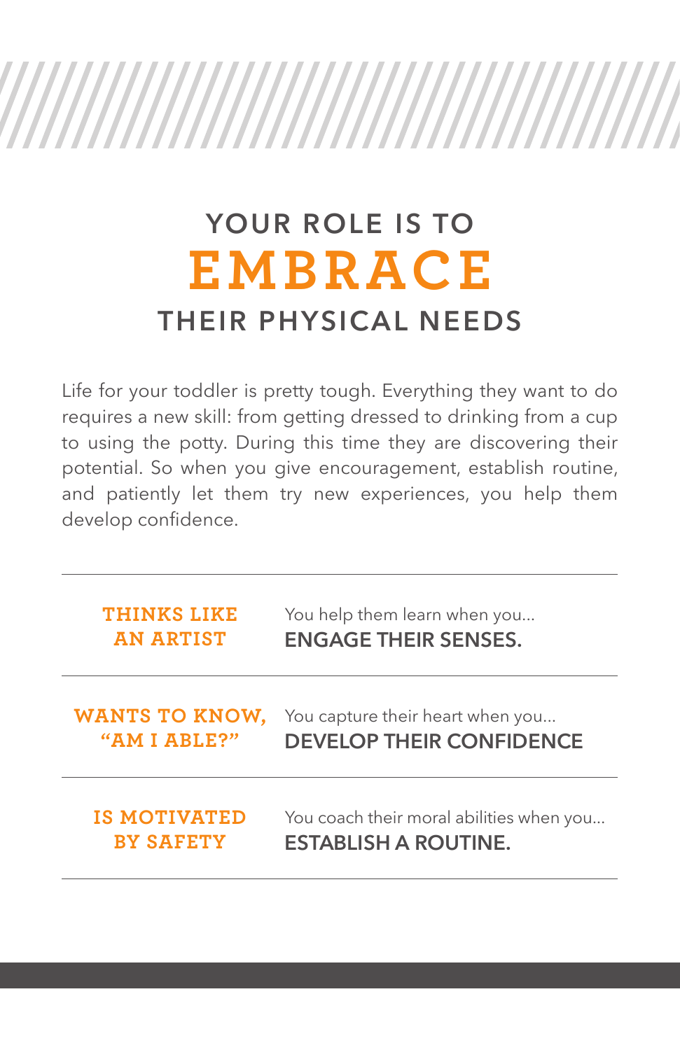# YOUR ROLE IS TO EMBRACE THEIR PHYSICAL NEEDS

Life for your toddler is pretty tough. Everything they want to do requires a new skill: from getting dressed to drinking from a cup to using the potty. During this time they are discovering their potential. So when you give encouragement, establish routine, and patiently let them try new experiences, you help them develop confidence.

| | |
|---|---|
| **THINKS LIKE AN ARTIST** | You help them learn when you... **ENGAGE THEIR SENSES.** |
| **WANTS TO KNOW, "AM I ABLE?"** | You capture their heart when you... **DEVELOP THEIR CONFIDENCE** |
| **IS MOTIVATED BY SAFETY** | You coach their moral abilities when you... **ESTABLISH A ROUTINE.** |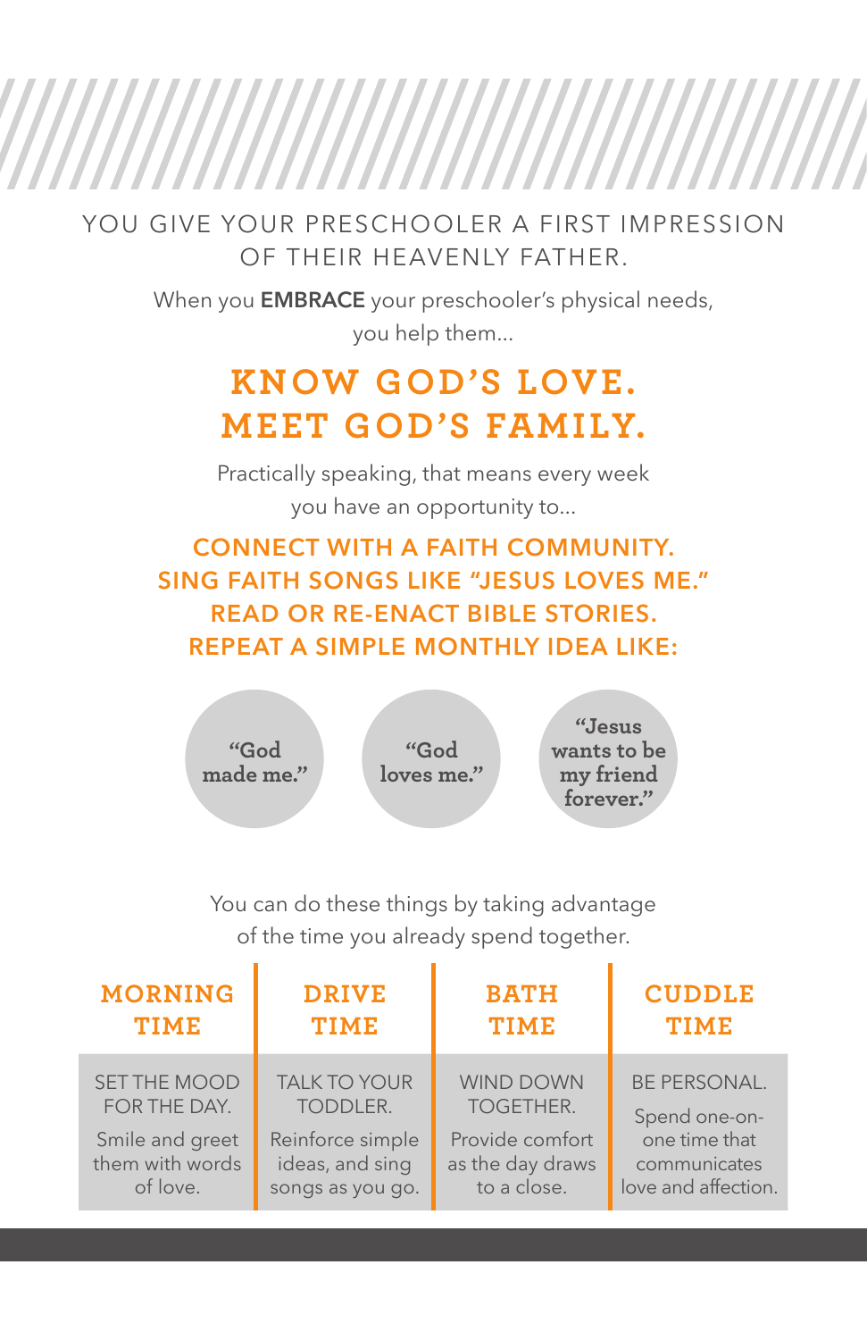YOU GIVE YOUR PRESCHOOLER A FIRST IMPRESSION OF THEIR HEAVENLY FATHER.

When you **EMBRACE** your preschooler's physical needs, you help them...

## KNOW GOD'S LOVE.
## MEET GOD'S FAMILY.

Practically speaking, that means every week you have an opportunity to...

**CONNECT WITH A FAITH COMMUNITY.**
**SING FAITH SONGS LIKE "JESUS LOVES ME."**
**READ OR RE-ENACT BIBLE STORIES.**
**REPEAT A SIMPLE MONTHLY IDEA LIKE:**

- "God made me."
- "God loves me."
- "Jesus wants to be my friend forever."

You can do these things by taking advantage of the time you already spend together.

| MORNING TIME | DRIVE TIME | BATH TIME | CUDDLE TIME |
|---|---|---|---|
| SET THE MOOD FOR THE DAY. Smile and greet them with words of love. | TALK TO YOUR TODDLER. Reinforce simple ideas, and sing songs as you go. | WIND DOWN TOGETHER. Provide comfort as the day draws to a close. | BE PERSONAL. Spend one-on-one time that communicates love and affection. |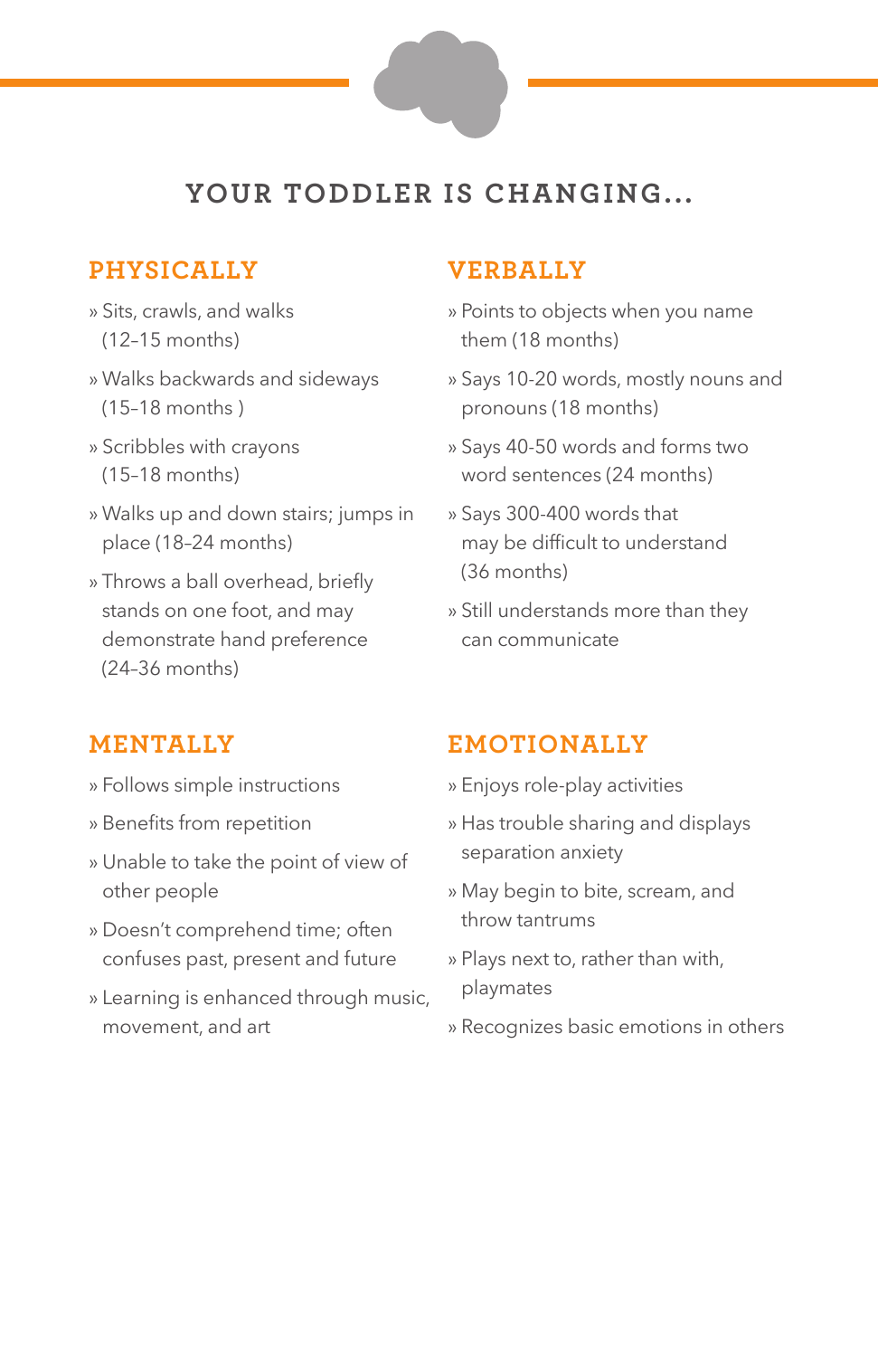# YOUR TODDLER IS CHANGING...

## PHYSICALLY

- Sits, crawls, and walks (12–15 months)
- Walks backwards and sideways (15–18 months )
- Scribbles with crayons (15–18 months)
- Walks up and down stairs; jumps in place (18–24 months)
- Throws a ball overhead, briefly stands on one foot, and may demonstrate hand preference (24–36 months)

## VERBALLY

- Points to objects when you name them (18 months)
- Says 10-20 words, mostly nouns and pronouns (18 months)
- Says 40-50 words and forms two word sentences (24 months)
- Says 300-400 words that may be difficult to understand (36 months)
- Still understands more than they can communicate

## MENTALLY

- Follows simple instructions
- Benefits from repetition
- Unable to take the point of view of other people
- Doesn't comprehend time; often confuses past, present and future
- Learning is enhanced through music, movement, and art

## EMOTIONALLY

- Enjoys role-play activities
- Has trouble sharing and displays separation anxiety
- May begin to bite, scream, and throw tantrums
- Plays next to, rather than with, playmates
- Recognizes basic emotions in others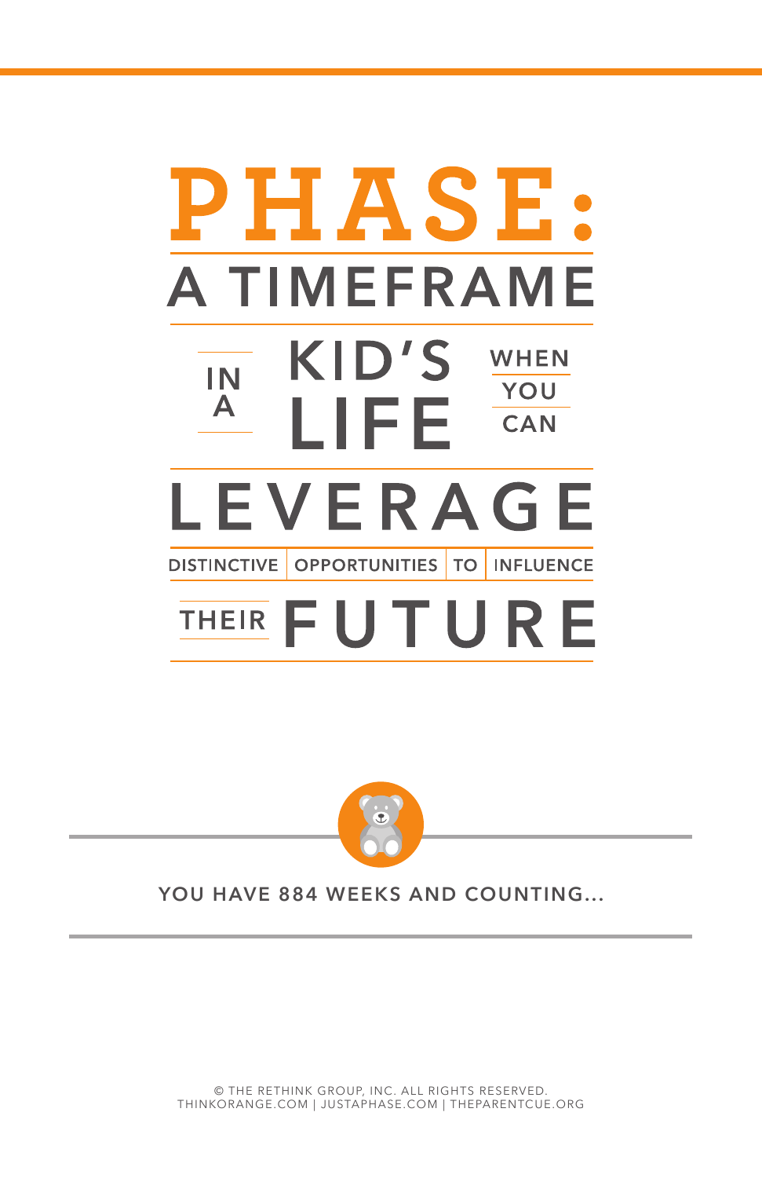# PHASE:

## A TIMEFRAME IN A KID'S LIFE WHEN YOU CAN LEVERAGE DISTINCTIVE OPPORTUNITIES TO INFLUENCE THEIR FUTURE

YOU HAVE 884 WEEKS AND COUNTING...

© THE RETHINK GROUP, INC. ALL RIGHTS RESERVED.
THINKORANGE.COM | JUSTAPHASE.COM | THEPARENTCUE.ORG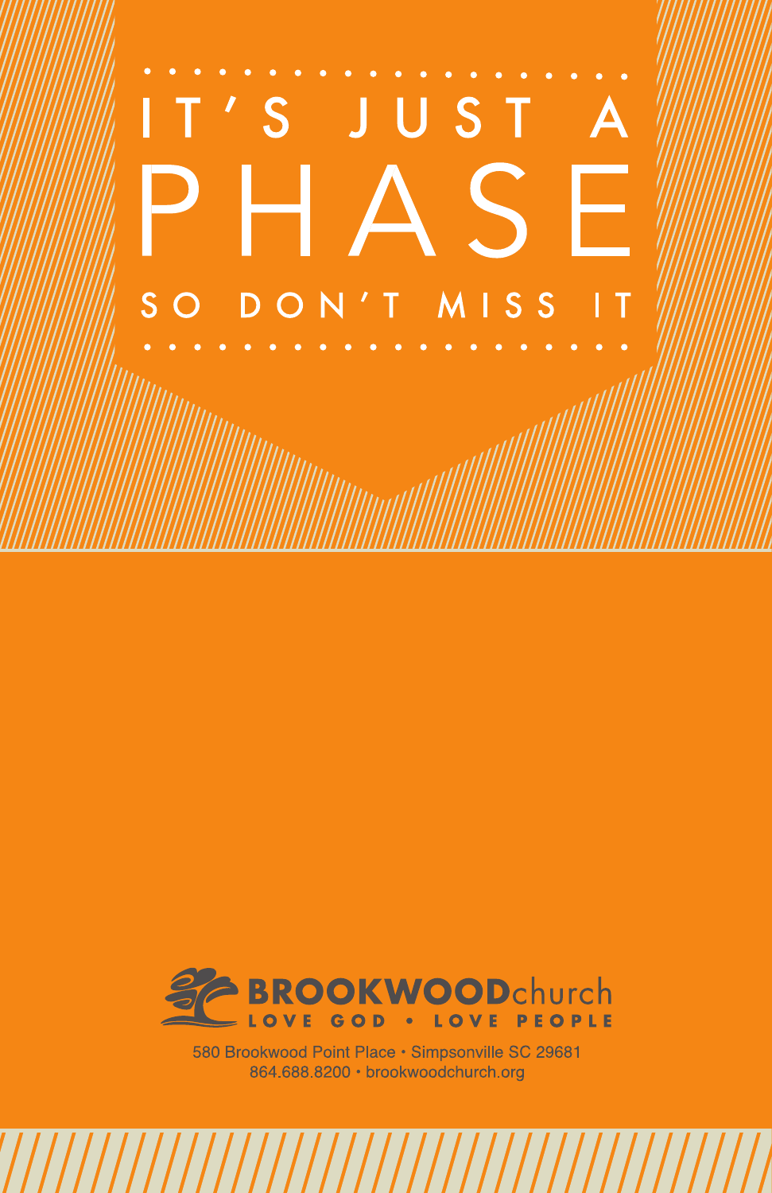# IT'S JUST A PHASE

## SO DON'T MISS IT

**BROOKWOOD**church

LOVE GOD • LOVE PEOPLE

580 Brookwood Point Place • Simpsonville SC 29681
864.688.8200 • brookwoodchurch.org